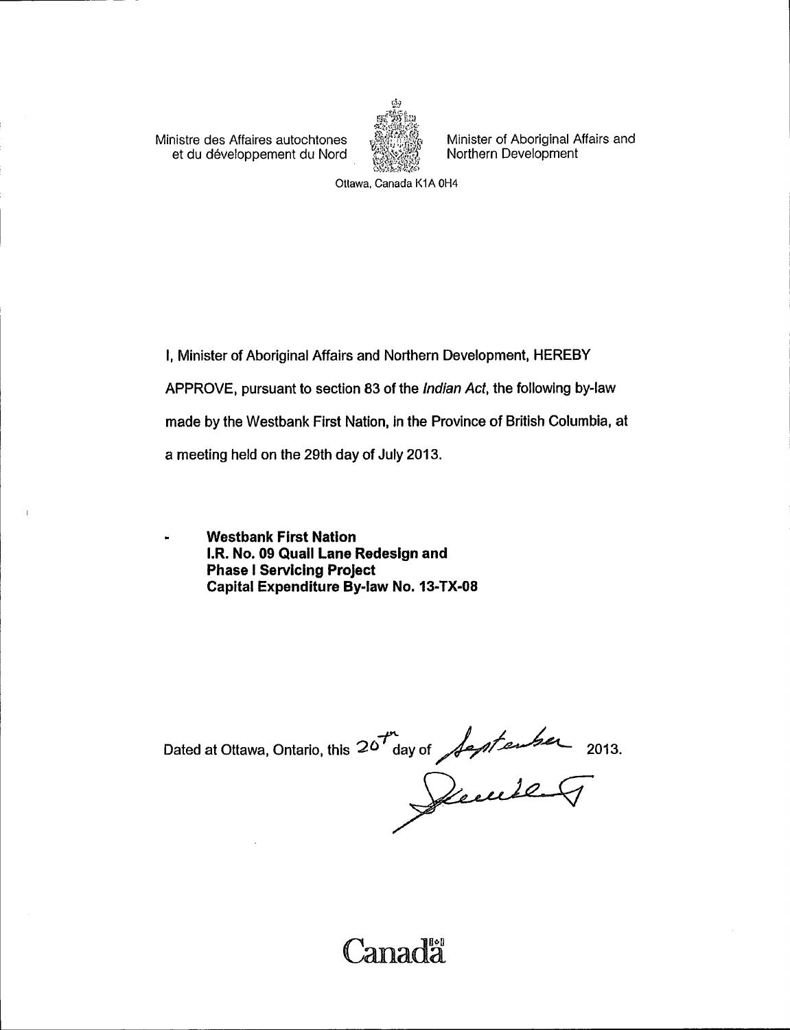Ministre des Affaires autochtones et du développement du Nord

Minister of Aboriginal Affairs and Northern Development

Ottawa, Canada K1A 0H4

I, Minister of Aboriginal Affairs and Northern Development, HEREBY APPROVE, pursuant to section 83 of the *Indian Act*, the following by-law made by the Westbank First Nation, in the Province of British Columbia, at a meeting held on the 29th day of July 2013.

- **Westbank First Nation**
  **I.R. No. 09 Quail Lane Redesign and**
  **Phase I Servicing Project**
  **Capital Expenditure By-law No. 13-TX-08**

Dated at Ottawa, Ontario, this 20th day of September 2013.

Canada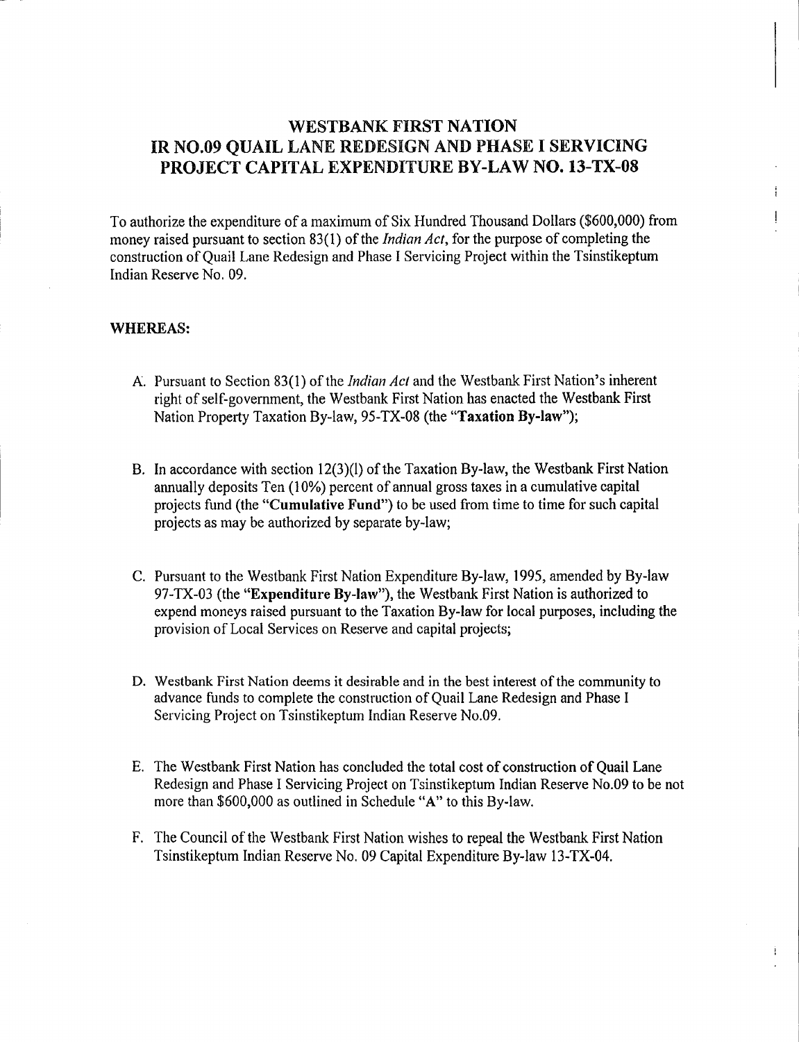# WESTBANK FIRST NATION
# IR NO.09 QUAIL LANE REDESIGN AND PHASE I SERVICING PROJECT CAPITAL EXPENDITURE BY-LAW NO. 13-TX-08

To authorize the expenditure of a maximum of Six Hundred Thousand Dollars ($600,000) from money raised pursuant to section 83(1) of the *Indian Act*, for the purpose of completing the construction of Quail Lane Redesign and Phase I Servicing Project within the Tsinstikeptum Indian Reserve No. 09.

**WHEREAS:**

A. Pursuant to Section 83(1) of the *Indian Act* and the Westbank First Nation's inherent right of self-government, the Westbank First Nation has enacted the Westbank First Nation Property Taxation By-law, 95-TX-08 (the "**Taxation By-law**");

B. In accordance with section 12(3)(l) of the Taxation By-law, the Westbank First Nation annually deposits Ten (10%) percent of annual gross taxes in a cumulative capital projects fund (the "**Cumulative Fund**") to be used from time to time for such capital projects as may be authorized by separate by-law;

C. Pursuant to the Westbank First Nation Expenditure By-law, 1995, amended by By-law 97-TX-03 (the "**Expenditure By-law**"), the Westbank First Nation is authorized to expend moneys raised pursuant to the Taxation By-law for local purposes, including the provision of Local Services on Reserve and capital projects;

D. Westbank First Nation deems it desirable and in the best interest of the community to advance funds to complete the construction of Quail Lane Redesign and Phase I Servicing Project on Tsinstikeptum Indian Reserve No.09.

E. The Westbank First Nation has concluded the total cost of construction of Quail Lane Redesign and Phase I Servicing Project on Tsinstikeptum Indian Reserve No.09 to be not more than $600,000 as outlined in Schedule "A" to this By-law.

F. The Council of the Westbank First Nation wishes to repeal the Westbank First Nation Tsinstikeptum Indian Reserve No. 09 Capital Expenditure By-law 13-TX-04.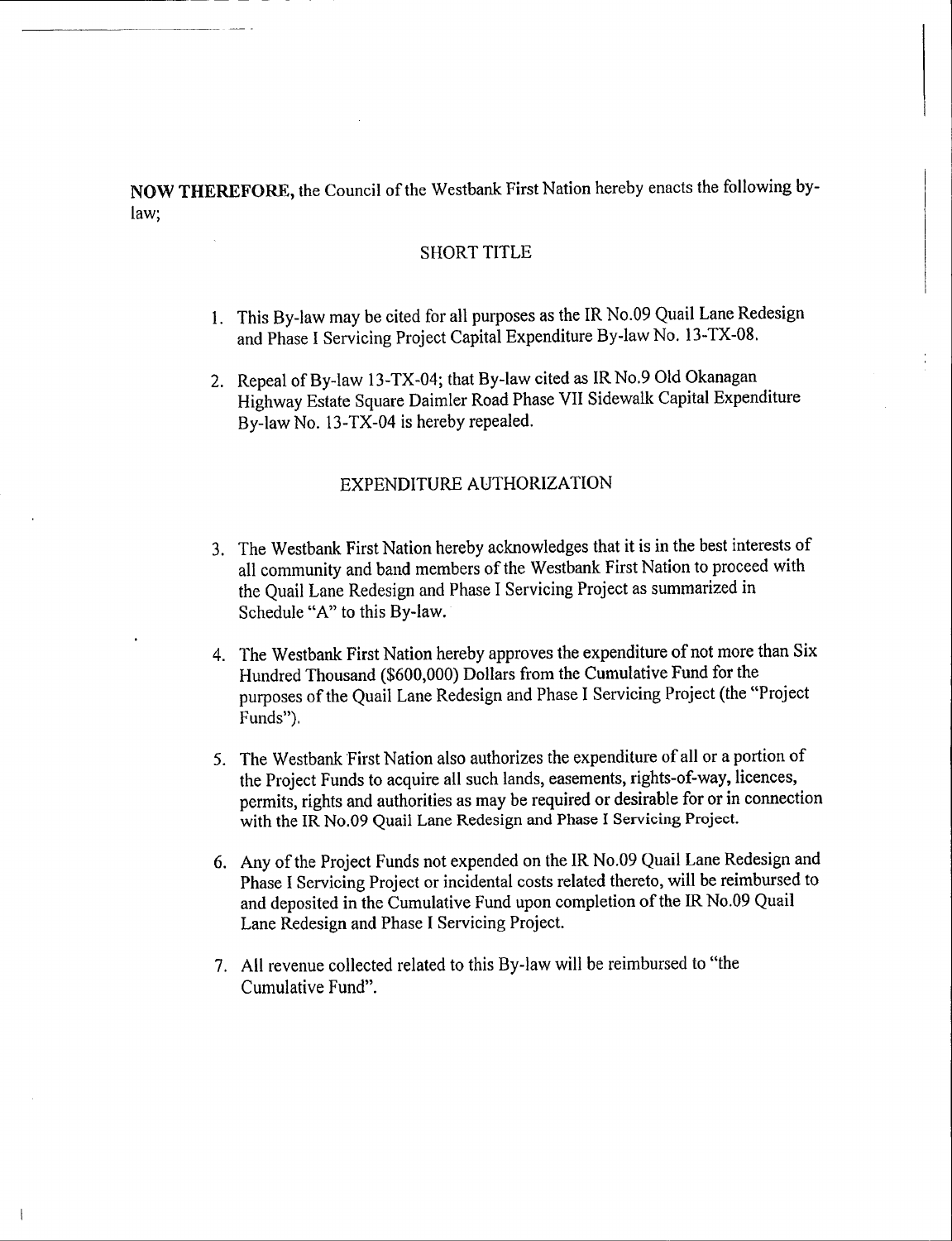**NOW THEREFORE,** the Council of the Westbank First Nation hereby enacts the following by-law;

## SHORT TITLE

1. This By-law may be cited for all purposes as the IR No.09 Quail Lane Redesign and Phase I Servicing Project Capital Expenditure By-law No. 13-TX-08.

2. Repeal of By-law 13-TX-04; that By-law cited as IR No.9 Old Okanagan Highway Estate Square Daimler Road Phase VII Sidewalk Capital Expenditure By-law No. 13-TX-04 is hereby repealed.

## EXPENDITURE AUTHORIZATION

3. The Westbank First Nation hereby acknowledges that it is in the best interests of all community and band members of the Westbank First Nation to proceed with the Quail Lane Redesign and Phase I Servicing Project as summarized in Schedule "A" to this By-law.

4. The Westbank First Nation hereby approves the expenditure of not more than Six Hundred Thousand ($600,000) Dollars from the Cumulative Fund for the purposes of the Quail Lane Redesign and Phase I Servicing Project (the "Project Funds").

5. The Westbank First Nation also authorizes the expenditure of all or a portion of the Project Funds to acquire all such lands, easements, rights-of-way, licences, permits, rights and authorities as may be required or desirable for or in connection with the IR No.09 Quail Lane Redesign and Phase I Servicing Project.

6. Any of the Project Funds not expended on the IR No.09 Quail Lane Redesign and Phase I Servicing Project or incidental costs related thereto, will be reimbursed to and deposited in the Cumulative Fund upon completion of the IR No.09 Quail Lane Redesign and Phase I Servicing Project.

7. All revenue collected related to this By-law will be reimbursed to "the Cumulative Fund".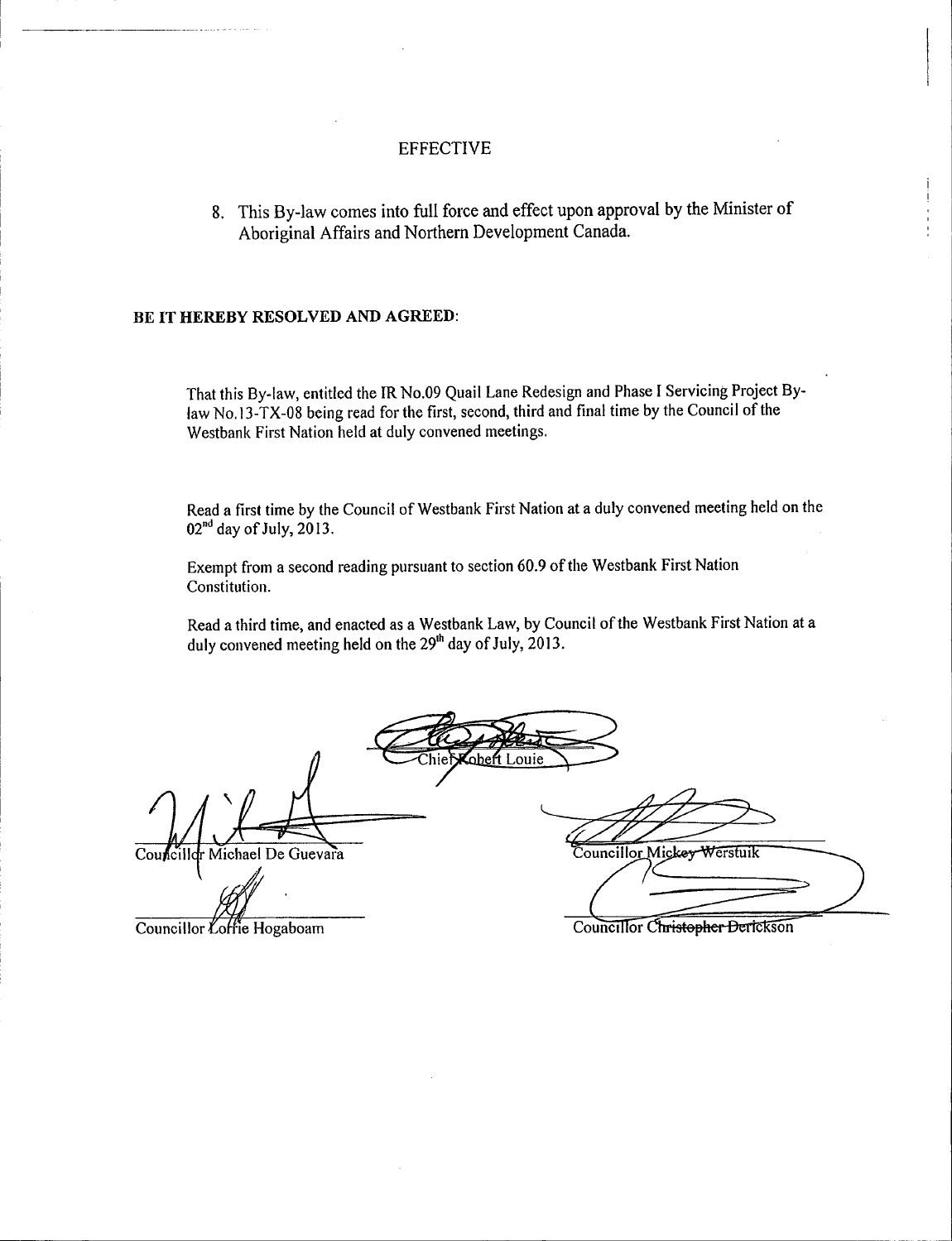## EFFECTIVE

8. This By-law comes into full force and effect upon approval by the Minister of Aboriginal Affairs and Northern Development Canada.

**BE IT HEREBY RESOLVED AND AGREED:**

That this By-law, entitled the IR No.09 Quail Lane Redesign and Phase I Servicing Project By-law No.13-TX-08 being read for the first, second, third and final time by the Council of the Westbank First Nation held at duly convened meetings.

Read a first time by the Council of Westbank First Nation at a duly convened meeting held on the 02nd day of July, 2013.

Exempt from a second reading pursuant to section 60.9 of the Westbank First Nation Constitution.

Read a third time, and enacted as a Westbank Law, by Council of the Westbank First Nation at a duly convened meeting held on the 29th day of July, 2013.

Chief Robert Louie

Councillor Michael De Guevara

Councillor Mickey Werstuik

Councillor Lorrie Hogaboam

Councillor Christopher Derickson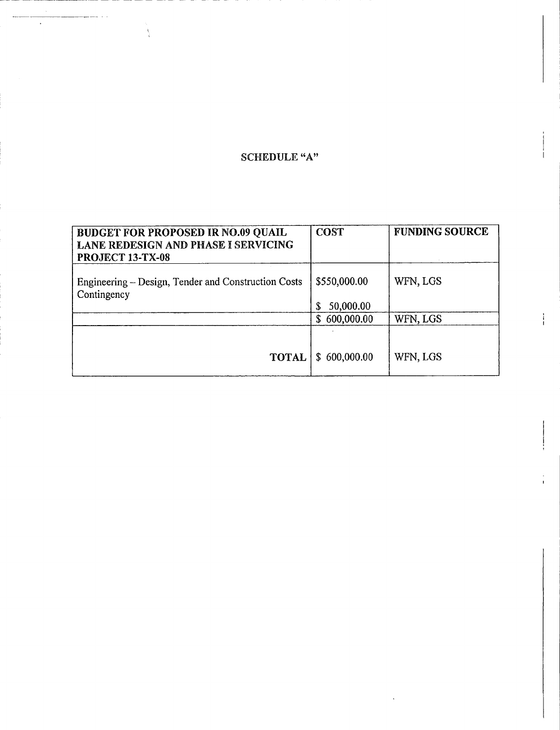# SCHEDULE "A"

| BUDGET FOR PROPOSED IR NO.09 QUAIL LANE REDESIGN AND PHASE I SERVICING PROJECT 13-TX-08 | COST | FUNDING SOURCE |
|---|---|---|
| Engineering – Design, Tender and Construction Costs<br>Contingency | \$550,000.00<br>\$ 50,000.00 | WFN, LGS |
| | \$ 600,000.00 | WFN, LGS |
| **TOTAL** | \$ 600,000.00 | WFN, LGS |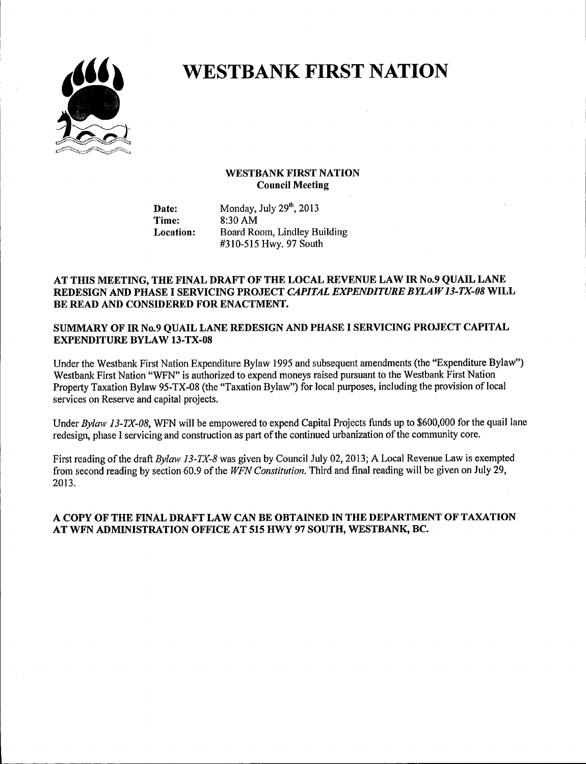# WESTBANK FIRST NATION

**WESTBANK FIRST NATION**
**Council Meeting**

**Date:** Monday, July 29th, 2013
**Time:** 8:30 AM
**Location:** Board Room, Lindley Building
#310-515 Hwy. 97 South

**AT THIS MEETING, THE FINAL DRAFT OF THE LOCAL REVENUE LAW IR No.9 QUAIL LANE REDESIGN AND PHASE I SERVICING PROJECT *CAPITAL EXPENDITURE BYLAW 13-TX-08* WILL BE READ AND CONSIDERED FOR ENACTMENT.**

**SUMMARY OF IR No.9 QUAIL LANE REDESIGN AND PHASE I SERVICING PROJECT CAPITAL EXPENDITURE BYLAW 13-TX-08**

Under the Westbank First Nation Expenditure Bylaw 1995 and subsequent amendments (the "Expenditure Bylaw") Westbank First Nation "WFN" is authorized to expend moneys raised pursuant to the Westbank First Nation Property Taxation Bylaw 95-TX-08 (the "Taxation Bylaw") for local purposes, including the provision of local services on Reserve and capital projects.

Under *Bylaw 13-TX-08*, WFN will be empowered to expend Capital Projects funds up to $600,000 for the quail lane redesign, phase I servicing and construction as part of the continued urbanization of the community core.

First reading of the draft *Bylaw 13-TX-8* was given by Council July 02, 2013; A Local Revenue Law is exempted from second reading by section 60.9 of the *WFN Constitution*. Third and final reading will be given on July 29, 2013.

**A COPY OF THE FINAL DRAFT LAW CAN BE OBTAINED IN THE DEPARTMENT OF TAXATION AT WFN ADMINISTRATION OFFICE AT 515 HWY 97 SOUTH, WESTBANK, BC.**